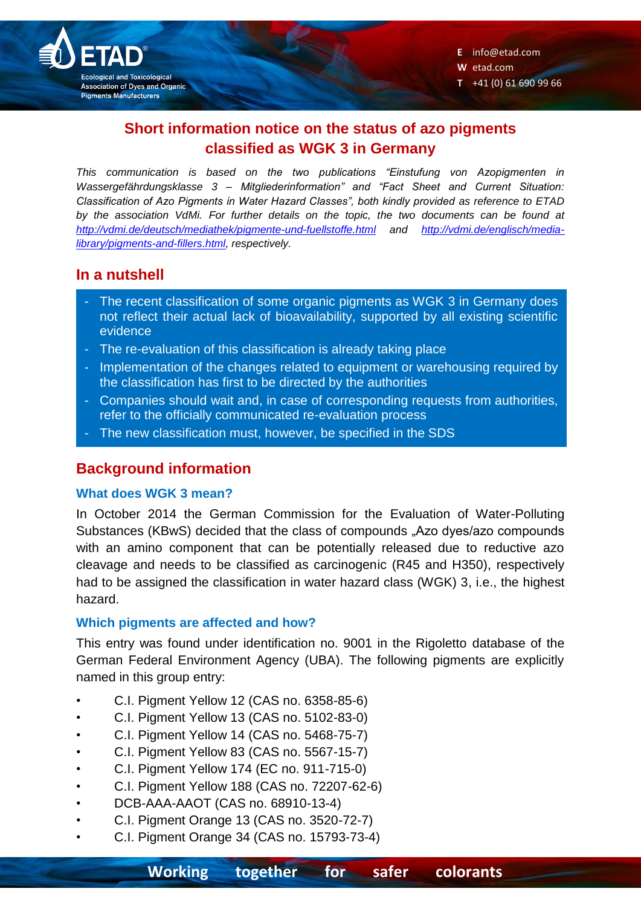# Short information notice on the status of azo pigments classified as WGK 3 in Germany

*This communication is based on the two publications "Einstufung von Azopigmenten in Wassergefährdungsklasse 3 – Mitgliederinformation" and "Fact Sheet and Current Situation: Classification of Azo Pigments in Water Hazard Classes", both kindly provided as reference to ETAD by the association VdMi. For further details on the topic, the two documents can be found at [http://vdmi.de/deutsch/mediathek/pigmente-und-fuellstoffe.html](http://vdmi.de/deutsch/mediathek/pigmente-und-fuellstoffe.html) and [http://vdmi.de/englisch/media-library/pigments-and-fillers.html](http://vdmi.de/englisch/media-library/pigments-and-fillers.html), respectively.*

## In a nutshell

- The recent classification of some organic pigments as WGK 3 in Germany does not reflect their actual lack of bioavailability, supported by all existing scientific evidence
- The re-evaluation of this classification is already taking place
- Implementation of the changes related to equipment or warehousing required by the classification has first to be directed by the authorities
- Companies should wait and, in case of corresponding requests from authorities, refer to the officially communicated re-evaluation process
- The new classification must, however, be specified in the SDS

## Background information

### What does WGK 3 mean?

In October 2014 the German Commission for the Evaluation of Water-Polluting Substances (KBwS) decided that the class of compounds „Azo dyes/azo compounds with an amino component that can be potentially released due to reductive azo cleavage and needs to be classified as carcinogenic (R45 and H350), respectively had to be assigned the classification in water hazard class (WGK) 3, i.e., the highest hazard.

### Which pigments are affected and how?

This entry was found under identification no. 9001 in the Rigoletto database of the German Federal Environment Agency (UBA). The following pigments are explicitly named in this group entry:

- C.I. Pigment Yellow 12 (CAS no. 6358-85-6)
- C.I. Pigment Yellow 13 (CAS no. 5102-83-0)
- C.I. Pigment Yellow 14 (CAS no. 5468-75-7)
- C.I. Pigment Yellow 83 (CAS no. 5567-15-7)
- C.I. Pigment Yellow 174 (EC no. 911-715-0)
- C.I. Pigment Yellow 188 (CAS no. 72207-62-6)
- DCB-AAA-AAOT (CAS no. 68910-13-4)
- C.I. Pigment Orange 13 (CAS no. 3520-72-7)
- C.I. Pigment Orange 34 (CAS no. 15793-73-4)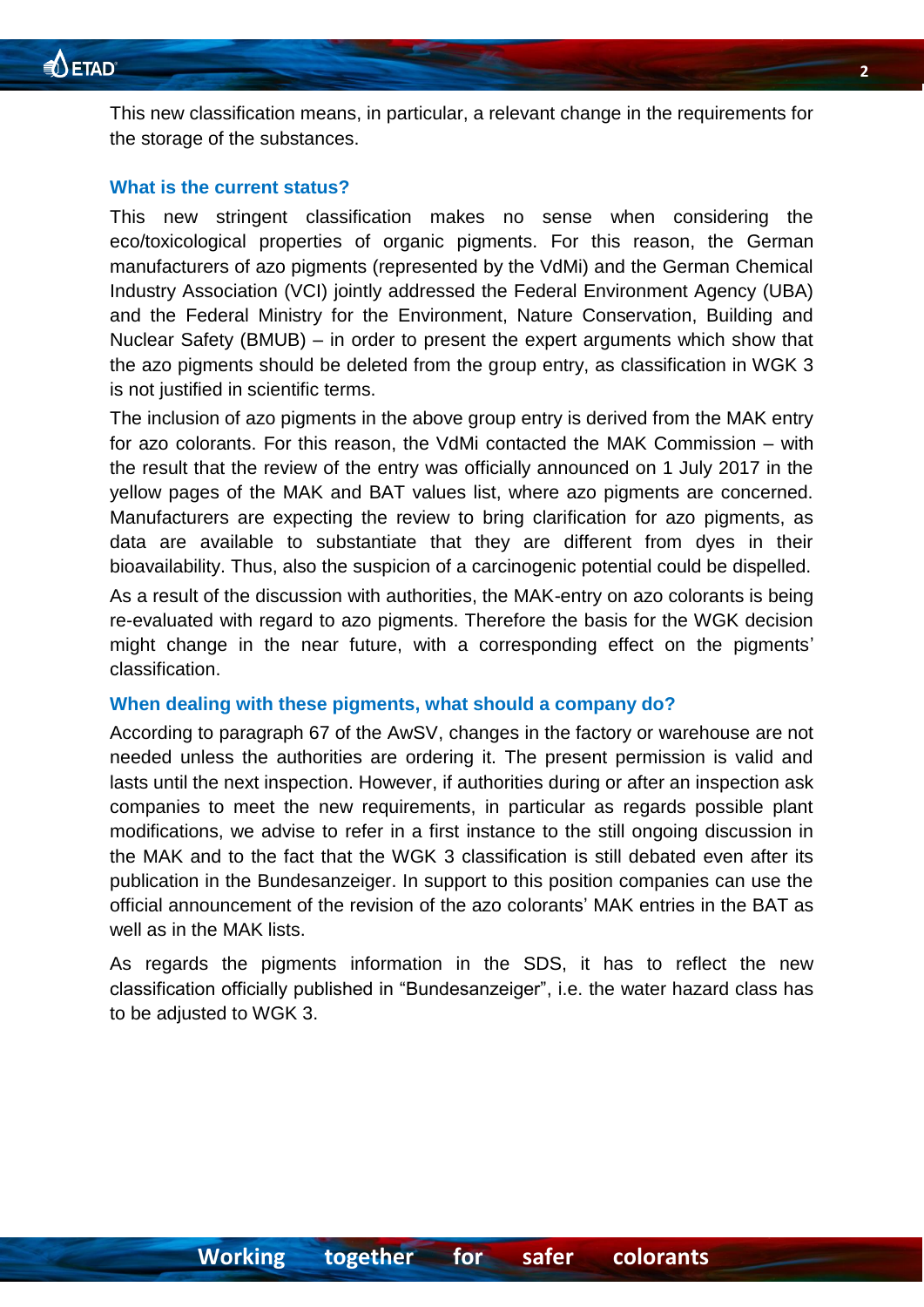This new classification means, in particular, a relevant change in the requirements for the storage of the substances.

### What is the current status?

This new stringent classification makes no sense when considering the eco/toxicological properties of organic pigments. For this reason, the German manufacturers of azo pigments (represented by the VdMi) and the German Chemical Industry Association (VCI) jointly addressed the Federal Environment Agency (UBA) and the Federal Ministry for the Environment, Nature Conservation, Building and Nuclear Safety (BMUB) – in order to present the expert arguments which show that the azo pigments should be deleted from the group entry, as classification in WGK 3 is not justified in scientific terms.

The inclusion of azo pigments in the above group entry is derived from the MAK entry for azo colorants. For this reason, the VdMi contacted the MAK Commission – with the result that the review of the entry was officially announced on 1 July 2017 in the yellow pages of the MAK and BAT values list, where azo pigments are concerned. Manufacturers are expecting the review to bring clarification for azo pigments, as data are available to substantiate that they are different from dyes in their bioavailability. Thus, also the suspicion of a carcinogenic potential could be dispelled.

As a result of the discussion with authorities, the MAK-entry on azo colorants is being re-evaluated with regard to azo pigments. Therefore the basis for the WGK decision might change in the near future, with a corresponding effect on the pigments' classification.

### When dealing with these pigments, what should a company do?

According to paragraph 67 of the AwSV, changes in the factory or warehouse are not needed unless the authorities are ordering it. The present permission is valid and lasts until the next inspection. However, if authorities during or after an inspection ask companies to meet the new requirements, in particular as regards possible plant modifications, we advise to refer in a first instance to the still ongoing discussion in the MAK and to the fact that the WGK 3 classification is still debated even after its publication in the Bundesanzeiger. In support to this position companies can use the official announcement of the revision of the azo colorants' MAK entries in the BAT as well as in the MAK lists.

As regards the pigments information in the SDS, it has to reflect the new classification officially published in "Bundesanzeiger", i.e. the water hazard class has to be adjusted to WGK 3.